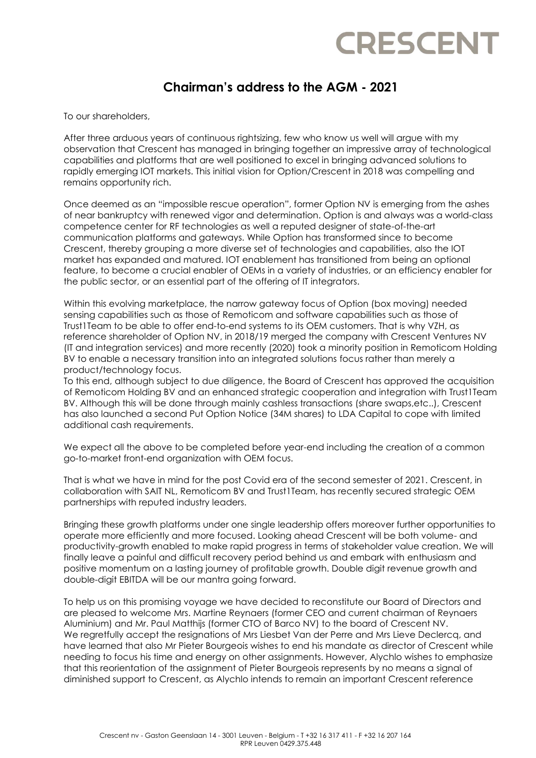CRESCENT

## Chairman's address to the AGM - 2021

To our shareholders,

After three arduous years of continuous rightsizing, few who know us well will argue with my observation that Crescent has managed in bringing together an impressive array of technological capabilities and platforms that are well positioned to excel in bringing advanced solutions to rapidly emerging IOT markets. This initial vision for Option/Crescent in 2018 was compelling and remains opportunity rich.

Once deemed as an "impossible rescue operation", former Option NV is emerging from the ashes of near bankruptcy with renewed vigor and determination. Option is and always was a world-class competence center for RF technologies as well a reputed designer of state-of-the-art communication platforms and gateways. While Option has transformed since to become Crescent, thereby grouping a more diverse set of technologies and capabilities, also the IOT market has expanded and matured. IOT enablement has transitioned from being an optional feature, to become a crucial enabler of OEMs in a variety of industries, or an efficiency enabler for the public sector, or an essential part of the offering of IT integrators.

Within this evolving marketplace, the narrow gateway focus of Option (box moving) needed sensing capabilities such as those of Remoticom and software capabilities such as those of Trust1Team to be able to offer end-to-end systems to its OEM customers. That is why VZH, as reference shareholder of Option NV, in 2018/19 merged the company with Crescent Ventures NV (IT and integration services) and more recently (2020) took a minority position in Remoticom Holding BV to enable a necessary transition into an integrated solutions focus rather than merely a product/technology focus.
To this end, although subject to due diligence, the Board of Crescent has approved the acquisition of Remoticom Holding BV and an enhanced strategic cooperation and integration with Trust1Team BV. Although this will be done through mainly cashless transactions (share swaps,etc..), Crescent has also launched a second Put Option Notice (34M shares) to LDA Capital to cope with limited additional cash requirements.

We expect all the above to be completed before year-end including the creation of a common go-to-market front-end organization with OEM focus.

That is what we have in mind for the post Covid era of the second semester of 2021. Crescent, in collaboration with SAIT NL, Remoticom BV and Trust1Team, has recently secured strategic OEM partnerships with reputed industry leaders.

Bringing these growth platforms under one single leadership offers moreover further opportunities to operate more efficiently and more focused. Looking ahead Crescent will be both volume- and productivity-growth enabled to make rapid progress in terms of stakeholder value creation. We will finally leave a painful and difficult recovery period behind us and embark with enthusiasm and positive momentum on a lasting journey of profitable growth. Double digit revenue growth and double-digit EBITDA will be our mantra going forward.

To help us on this promising voyage we have decided to reconstitute our Board of Directors and are pleased to welcome Mrs. Martine Reynaers (former CEO and current chairman of Reynaers Aluminium) and Mr. Paul Matthijs (former CTO of Barco NV) to the board of Crescent NV.
We regretfully accept the resignations of Mrs Liesbet Van der Perre and Mrs Lieve Declercq, and have learned that also Mr Pieter Bourgeois wishes to end his mandate as director of Crescent while needing to focus his time and energy on other assignments. However, Alychlo wishes to emphasize that this reorientation of the assignment of Pieter Bourgeois represents by no means a signal of diminished support to Crescent, as Alychlo intends to remain an important Crescent reference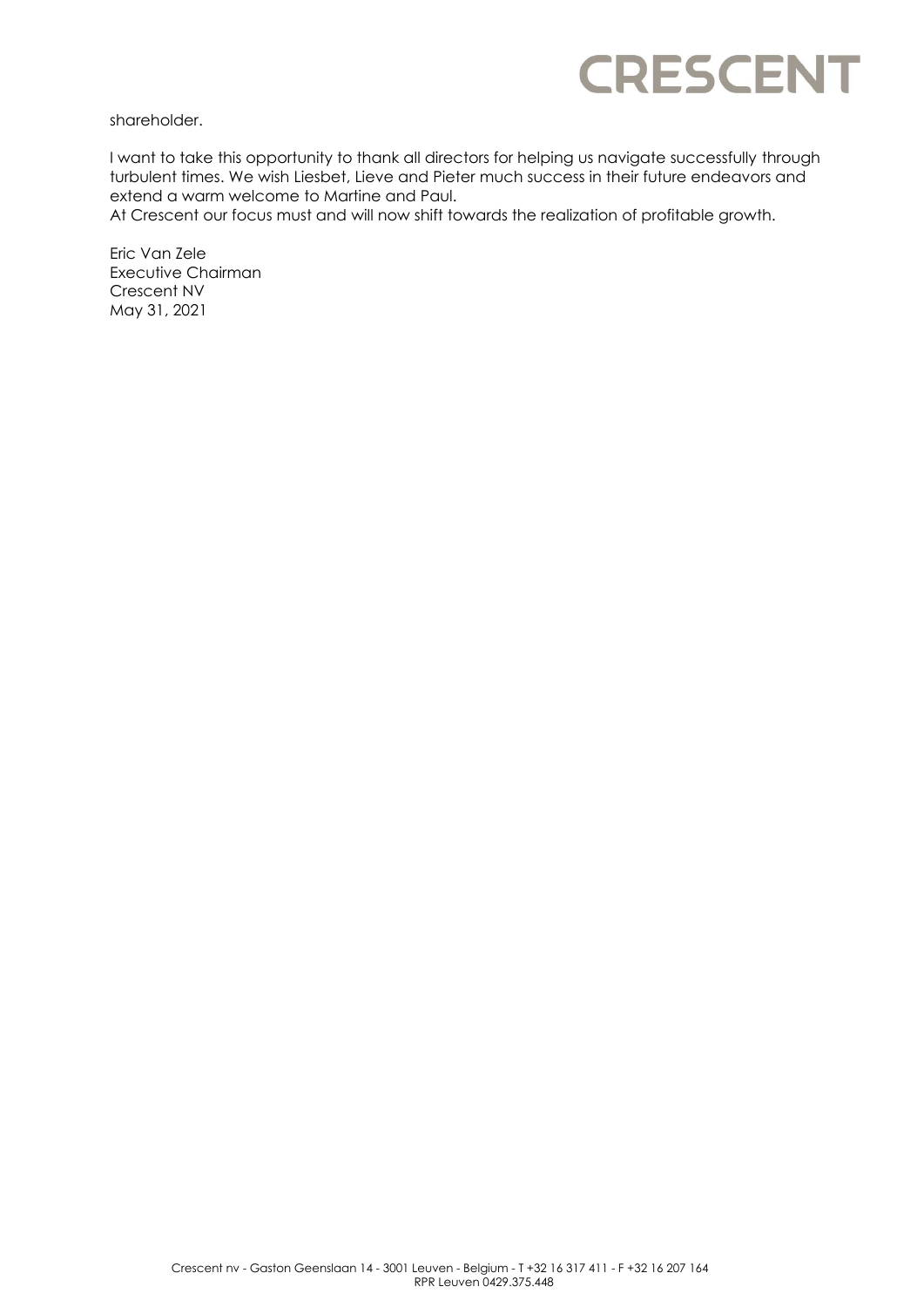shareholder.

I want to take this opportunity to thank all directors for helping us navigate successfully through turbulent times. We wish Liesbet, Lieve and Pieter much success in their future endeavors and extend a warm welcome to Martine and Paul.
At Crescent our focus must and will now shift towards the realization of profitable growth.

Eric Van Zele
Executive Chairman
Crescent NV
May 31, 2021